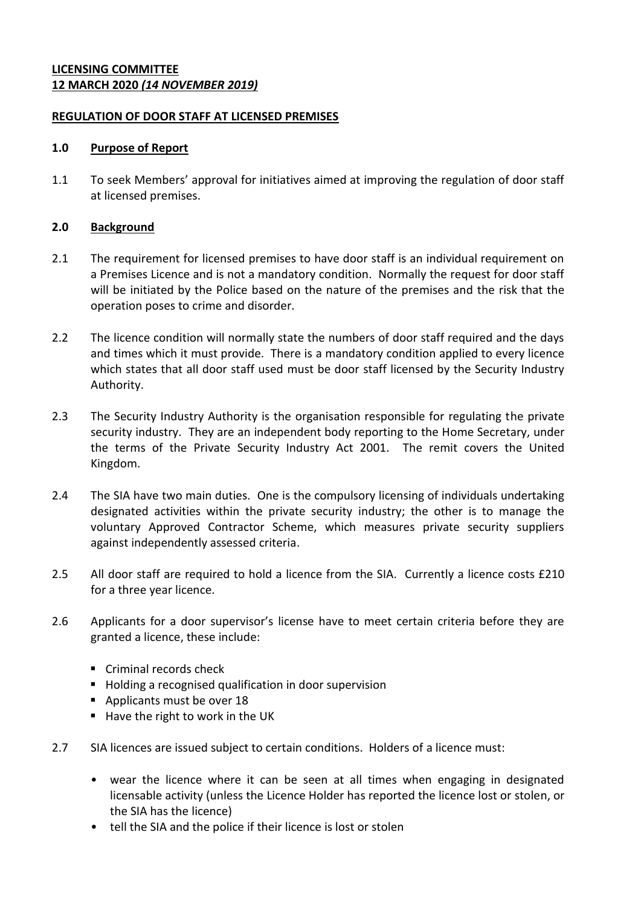**LICENSING COMMITTEE**
**12 MARCH 2020 *(14 NOVEMBER 2019)***

**REGULATION OF DOOR STAFF AT LICENSED PREMISES**

## 1.0 Purpose of Report

1.1 To seek Members' approval for initiatives aimed at improving the regulation of door staff at licensed premises.

## 2.0 Background

2.1 The requirement for licensed premises to have door staff is an individual requirement on a Premises Licence and is not a mandatory condition. Normally the request for door staff will be initiated by the Police based on the nature of the premises and the risk that the operation poses to crime and disorder.

2.2 The licence condition will normally state the numbers of door staff required and the days and times which it must provide. There is a mandatory condition applied to every licence which states that all door staff used must be door staff licensed by the Security Industry Authority.

2.3 The Security Industry Authority is the organisation responsible for regulating the private security industry. They are an independent body reporting to the Home Secretary, under the terms of the Private Security Industry Act 2001. The remit covers the United Kingdom.

2.4 The SIA have two main duties. One is the compulsory licensing of individuals undertaking designated activities within the private security industry; the other is to manage the voluntary Approved Contractor Scheme, which measures private security suppliers against independently assessed criteria.

2.5 All door staff are required to hold a licence from the SIA. Currently a licence costs £210 for a three year licence.

2.6 Applicants for a door supervisor's license have to meet certain criteria before they are granted a licence, these include:

- Criminal records check
- Holding a recognised qualification in door supervision
- Applicants must be over 18
- Have the right to work in the UK

2.7 SIA licences are issued subject to certain conditions. Holders of a licence must:

- wear the licence where it can be seen at all times when engaging in designated licensable activity (unless the Licence Holder has reported the licence lost or stolen, or the SIA has the licence)
- tell the SIA and the police if their licence is lost or stolen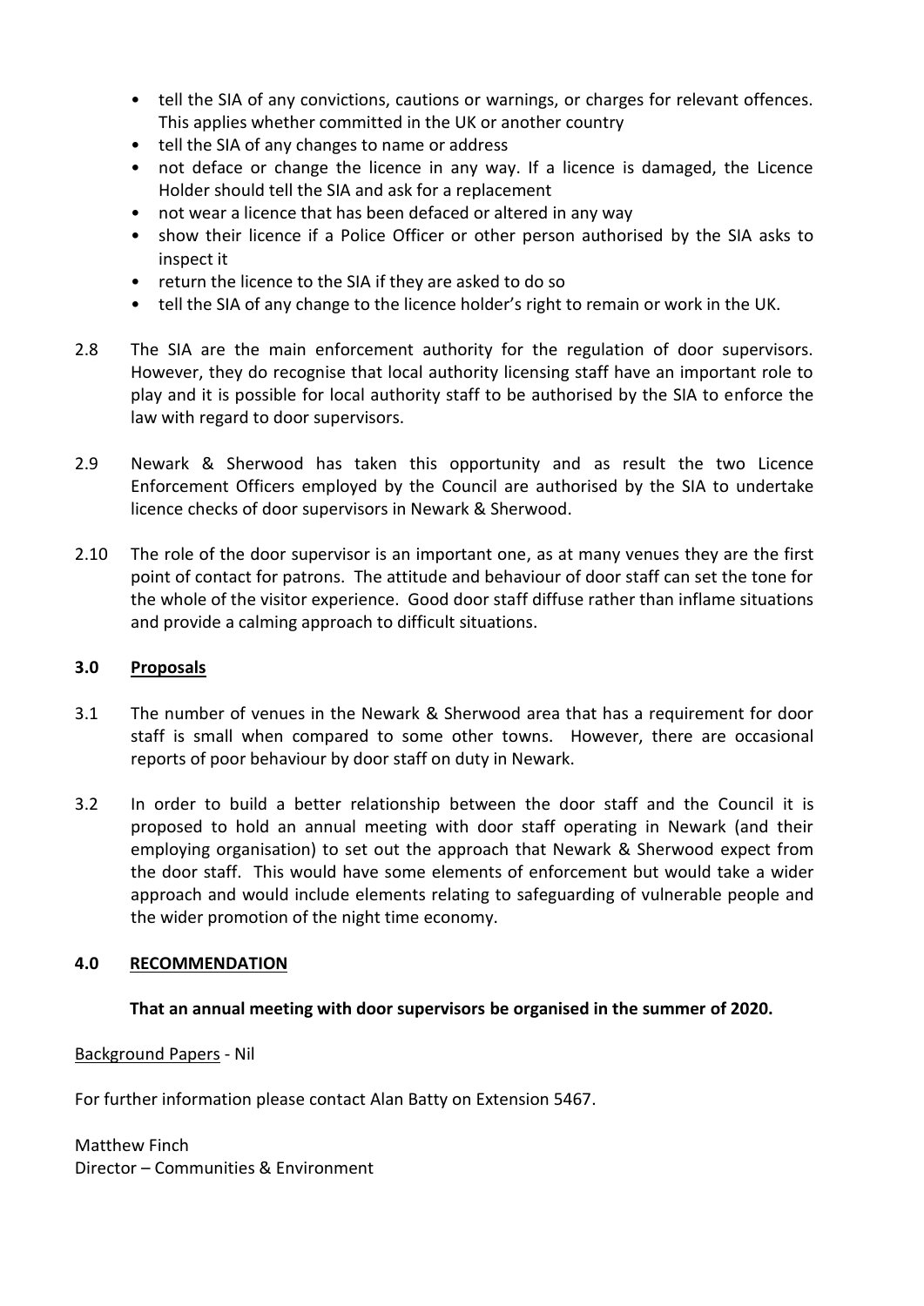- tell the SIA of any convictions, cautions or warnings, or charges for relevant offences. This applies whether committed in the UK or another country
- tell the SIA of any changes to name or address
- not deface or change the licence in any way. If a licence is damaged, the Licence Holder should tell the SIA and ask for a replacement
- not wear a licence that has been defaced or altered in any way
- show their licence if a Police Officer or other person authorised by the SIA asks to inspect it
- return the licence to the SIA if they are asked to do so
- tell the SIA of any change to the licence holder's right to remain or work in the UK.

2.8 The SIA are the main enforcement authority for the regulation of door supervisors. However, they do recognise that local authority licensing staff have an important role to play and it is possible for local authority staff to be authorised by the SIA to enforce the law with regard to door supervisors.

2.9 Newark & Sherwood has taken this opportunity and as result the two Licence Enforcement Officers employed by the Council are authorised by the SIA to undertake licence checks of door supervisors in Newark & Sherwood.

2.10 The role of the door supervisor is an important one, as at many venues they are the first point of contact for patrons. The attitude and behaviour of door staff can set the tone for the whole of the visitor experience. Good door staff diffuse rather than inflame situations and provide a calming approach to difficult situations.

## 3.0 Proposals

3.1 The number of venues in the Newark & Sherwood area that has a requirement for door staff is small when compared to some other towns. However, there are occasional reports of poor behaviour by door staff on duty in Newark.

3.2 In order to build a better relationship between the door staff and the Council it is proposed to hold an annual meeting with door staff operating in Newark (and their employing organisation) to set out the approach that Newark & Sherwood expect from the door staff. This would have some elements of enforcement but would take a wider approach and would include elements relating to safeguarding of vulnerable people and the wider promotion of the night time economy.

## 4.0 RECOMMENDATION

**That an annual meeting with door supervisors be organised in the summer of 2020.**

Background Papers - Nil

For further information please contact Alan Batty on Extension 5467.

Matthew Finch
Director – Communities & Environment